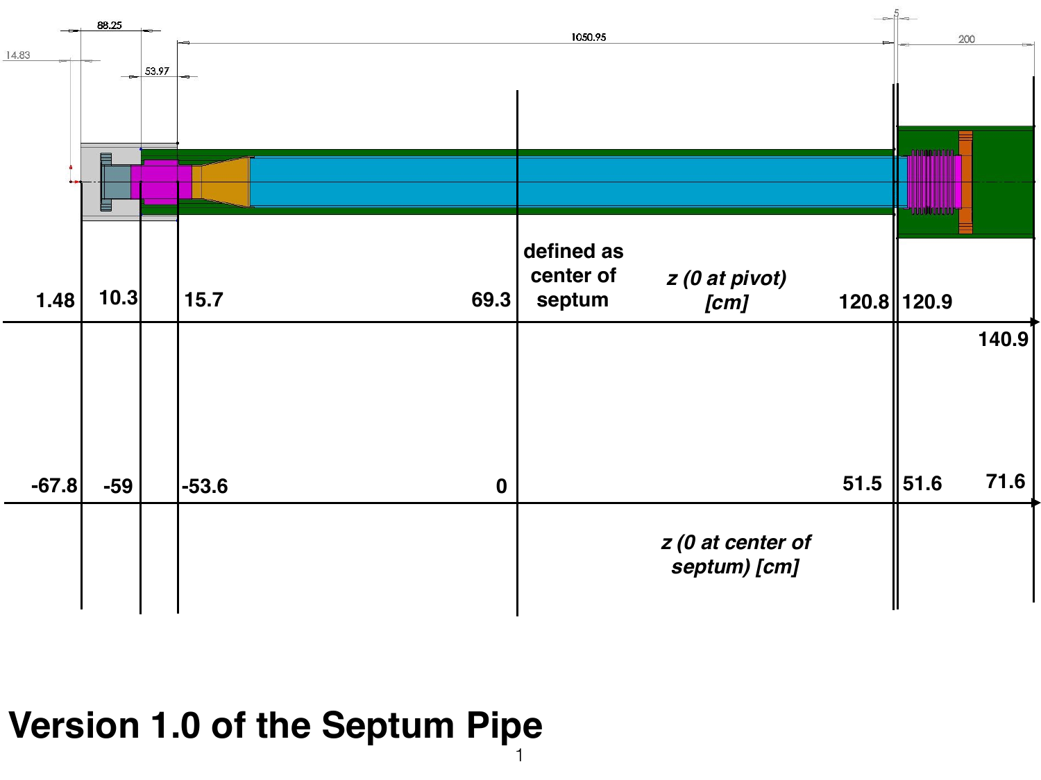88.25

14.83

53.97

1050.95

5

200

defined as center of septum

*z (0 at pivot) [cm]*

| 1.48 | 10.3 | 15.7 | 69.3 | 120.8 | 120.9 | 140.9 |
|---|---|---|---|---|---|---|

| -67.8 | -59 | -53.6 | 0 | 51.5 | 51.6 | 71.6 |
|---|---|---|---|---|---|---|

*z (0 at center of septum) [cm]*

# Version 1.0 of the Septum Pipe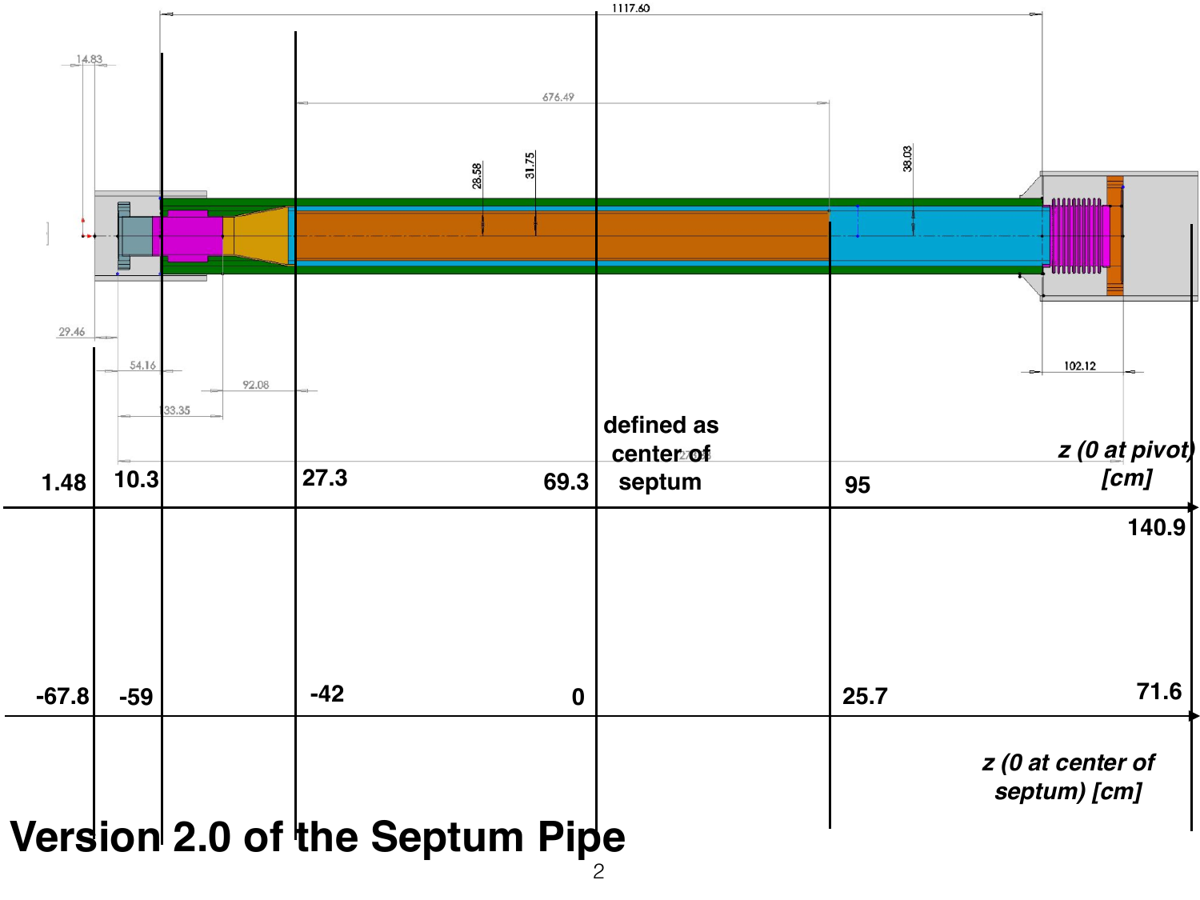1117.60

14.83

676.49

28.58

31.75

38.03

29.46

54.16

92.08

133.35

102.12

defined as center of septum

z (0 at pivot) [cm]

| 1.48 | 10.3 | 27.3 | 69.3 | 95 | 140.9 |
|---|---|---|---|---|---|

| -67.8 | -59 | -42 | 0 | 25.7 | 71.6 |
|---|---|---|---|---|---|

z (0 at center of septum) [cm]

# Version 2.0 of the Septum Pipe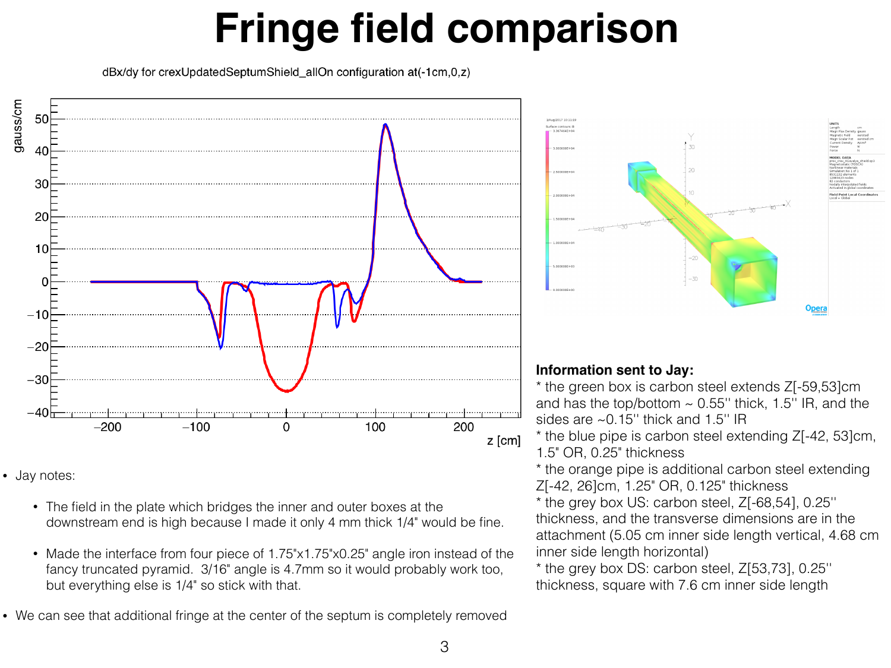# Fringe field comparison

dBx/dy for crexUpdatedSeptumShield_allOn configuration at(-1cm,0,z)

gauss/cm

50
40
30
20
10
0
−10
−20
−30
−40

−200
−100
0
100
200

z [cm]

- Jay notes:
  - The field in the plate which bridges the inner and outer boxes at the downstream end is high because I made it only 4 mm thick 1/4" would be fine.
  - Made the interface from four piece of 1.75"x1.75"x0.25" angle iron instead of the fancy truncated pyramid. 3/16" angle is 4.7mm so it would probably work too, but everything else is 1/4" so stick with that.
- We can see that additional fringe at the center of the septum is completely removed

**Information sent to Jay:**

* the green box is carbon steel extends Z[-59,53]cm and has the top/bottom ~ 0.55'' thick, 1.5'' IR, and the sides are ~0.15'' thick and 1.5'' IR
* the blue pipe is carbon steel extending Z[-42, 53]cm, 1.5" OR, 0.25" thickness
* the orange pipe is additional carbon steel extending Z[-42, 26]cm, 1.25" OR, 0.125" thickness
* the grey box US: carbon steel, Z[-68,54], 0.25'' thickness, and the transverse dimensions are in the attachment (5.05 cm inner side length vertical, 4.68 cm inner side length horizontal)
* the grey box DS: carbon steel, Z[53,73], 0.25'' thickness, square with 7.6 cm inner side length